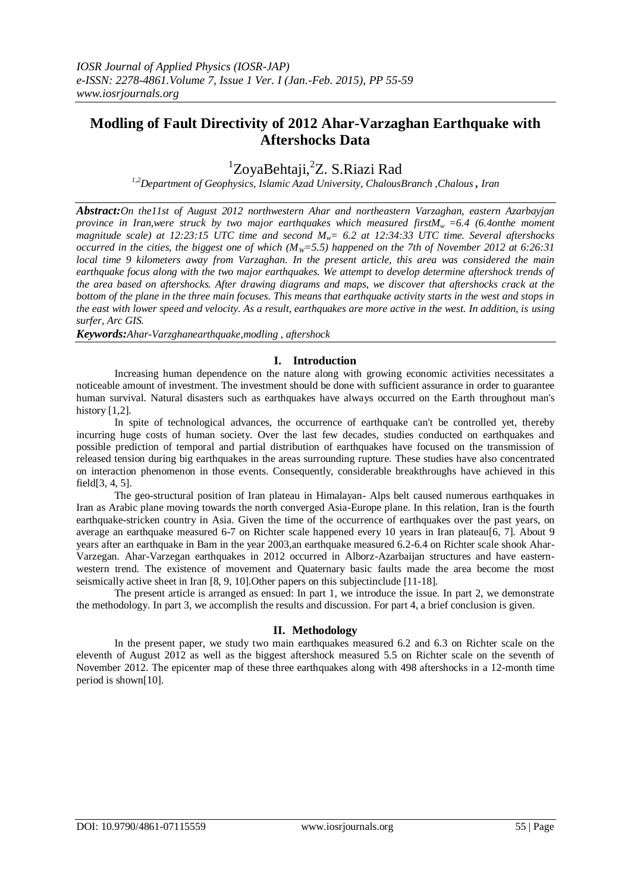# Modling of Fault Directivity of 2012 Ahar-Varzaghan Earthquake with Aftershocks Data

[1]ZoyaBehtaji,[2]Z. S.Riazi Rad

[1,2]*Department of Geophysics, Islamic Azad University, ChalousBranch ,Chalous , Iran*

***Abstract:****On the11st of August 2012 northwestern Ahar and northeastern Varzaghan, eastern Azarbayjan province in Iran,were struck by two major earthquakes which measured first$M_w$ =6.4 (6.4onthe moment magnitude scale) at 12:23:15 UTC time and second $M_w$= 6.2 at 12:34:33 UTC time. Several aftershocks occurred in the cities, the biggest one of which ($M_W$=5.5) happened on the 7th of November 2012 at 6:26:31 local time 9 kilometers away from Varzaghan. In the present article, this area was considered the main earthquake focus along with the two major earthquakes. We attempt to develop determine aftershock trends of the area based on aftershocks. After drawing diagrams and maps, we discover that aftershocks crack at the bottom of the plane in the three main focuses. This means that earthquake activity starts in the west and stops in the east with lower speed and velocity. As a result, earthquakes are more active in the west. In addition, is using surfer, Arc GIS.*

***Keywords:****Ahar-Varzghanearthquake,modling , aftershock*

## I. Introduction

Increasing human dependence on the nature along with growing economic activities necessitates a noticeable amount of investment. The investment should be done with sufficient assurance in order to guarantee human survival. Natural disasters such as earthquakes have always occurred on the Earth throughout man's history [1,2].

In spite of technological advances, the occurrence of earthquake can't be controlled yet, thereby incurring huge costs of human society. Over the last few decades, studies conducted on earthquakes and possible prediction of temporal and partial distribution of earthquakes have focused on the transmission of released tension during big earthquakes in the areas surrounding rupture. These studies have also concentrated on interaction phenomenon in those events. Consequently, considerable breakthroughs have achieved in this field[3, 4, 5].

The geo-structural position of Iran plateau in Himalayan- Alps belt caused numerous earthquakes in Iran as Arabic plane moving towards the north converged Asia-Europe plane. In this relation, Iran is the fourth earthquake-stricken country in Asia. Given the time of the occurrence of earthquakes over the past years, on average an earthquake measured 6-7 on Richter scale happened every 10 years in Iran plateau[6, 7]. About 9 years after an earthquake in Bam in the year 2003,an earthquake measured 6.2-6.4 on Richter scale shook Ahar-Varzegan. Ahar-Varzegan earthquakes in 2012 occurred in Alborz-Azarbaijan structures and have eastern-western trend. The existence of movement and Quaternary basic faults made the area become the most seismically active sheet in Iran [8, 9, 10].Other papers on this subjectinclude [11-18].

The present article is arranged as ensued: In part 1, we introduce the issue. In part 2, we demonstrate the methodology. In part 3, we accomplish the results and discussion. For part 4, a brief conclusion is given.

## II. Methodology

In the present paper, we study two main earthquakes measured 6.2 and 6.3 on Richter scale on the eleventh of August 2012 as well as the biggest aftershock measured 5.5 on Richter scale on the seventh of November 2012. The epicenter map of these three earthquakes along with 498 aftershocks in a 12-month time period is shown[10].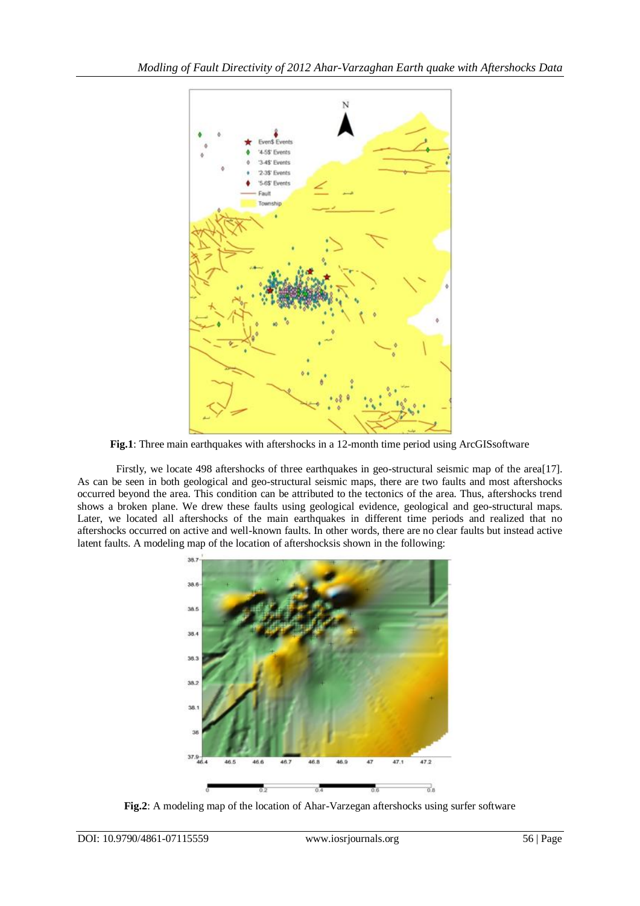**Fig.1**: Three main earthquakes with aftershocks in a 12-month time period using ArcGISsoftware

Firstly, we locate 498 aftershocks of three earthquakes in geo-structural seismic map of the area[17]. As can be seen in both geological and geo-structural seismic maps, there are two faults and most aftershocks occurred beyond the area. This condition can be attributed to the tectonics of the area. Thus, aftershocks trend shows a broken plane. We drew these faults using geological evidence, geological and geo-structural maps. Later, we located all aftershocks of the main earthquakes in different time periods and realized that no aftershocks occurred on active and well-known faults. In other words, there are no clear faults but instead active latent faults. A modeling map of the location of aftershocksis shown in the following:

**Fig.2**: A modeling map of the location of Ahar-Varzegan aftershocks using surfer software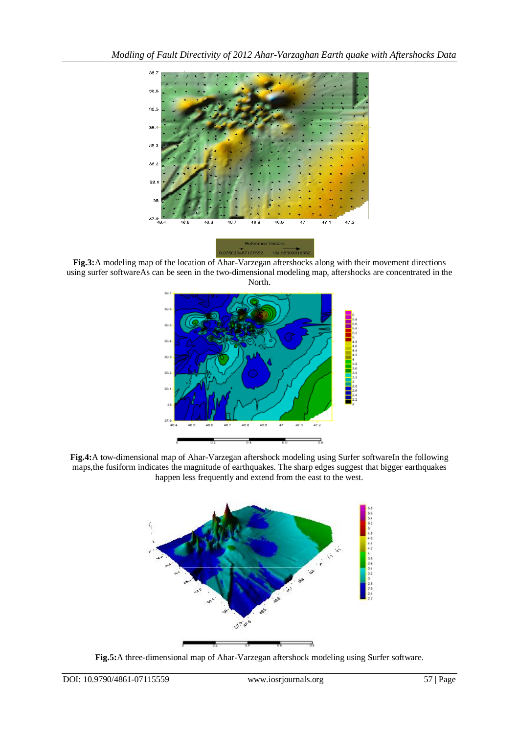**Fig.3:**A modeling map of the location of Ahar-Varzegan aftershocks along with their movement directions using surfer softwareAs can be seen in the two-dimensional modeling map, aftershocks are concentrated in the North.

**Fig.4:**A tow-dimensional map of Ahar-Varzegan aftershock modeling using Surfer softwareIn the following maps,the fusiform indicates the magnitude of earthquakes. The sharp edges suggest that bigger earthquakes happen less frequently and extend from the east to the west.

**Fig.5:**A three-dimensional map of Ahar-Varzegan aftershock modeling using Surfer software.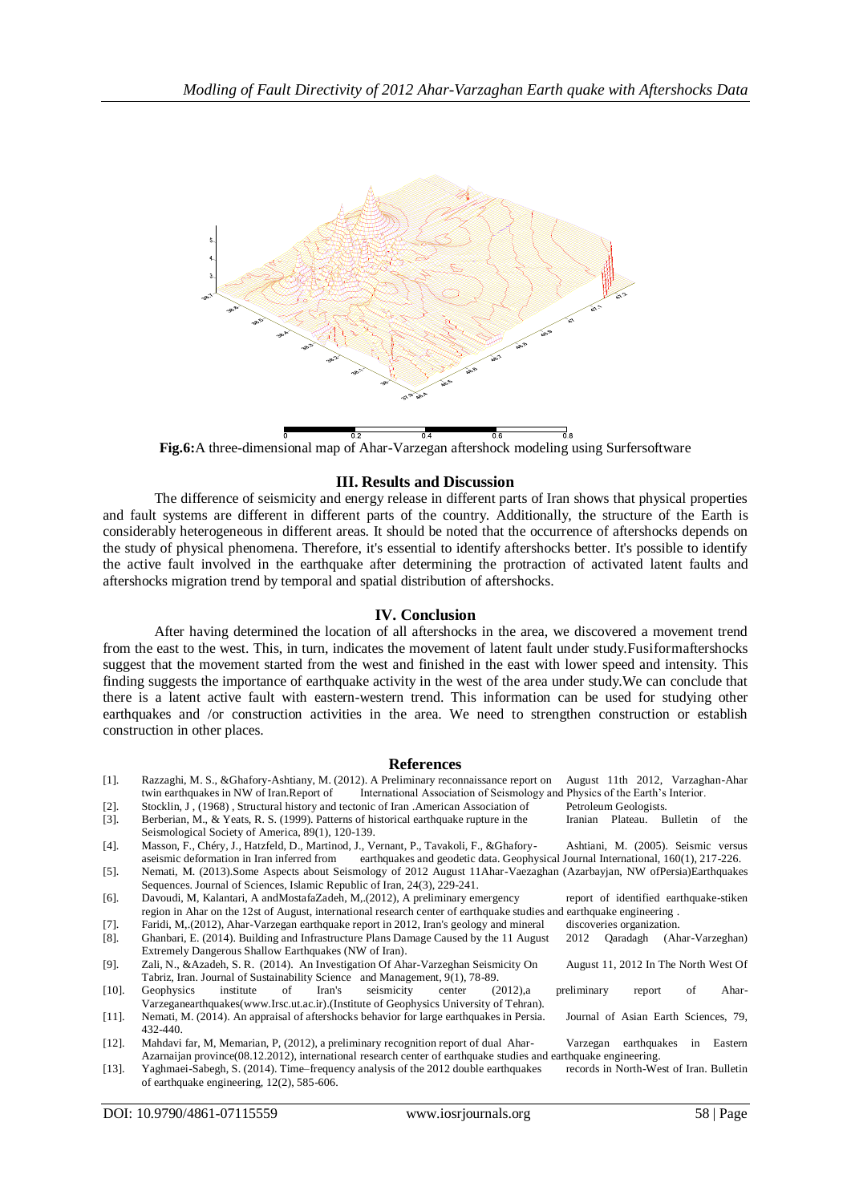**Fig.6:**A three-dimensional map of Ahar-Varzegan aftershock modeling using Surfersoftware

## III. Results and Discussion

The difference of seismicity and energy release in different parts of Iran shows that physical properties and fault systems are different in different parts of the country. Additionally, the structure of the Earth is considerably heterogeneous in different areas. It should be noted that the occurrence of aftershocks depends on the study of physical phenomena. Therefore, it's essential to identify aftershocks better. It's possible to identify the active fault involved in the earthquake after determining the protraction of activated latent faults and aftershocks migration trend by temporal and spatial distribution of aftershocks.

## IV. Conclusion

After having determined the location of all aftershocks in the area, we discovered a movement trend from the east to the west. This, in turn, indicates the movement of latent fault under study.Fusiformaftershocks suggest that the movement started from the west and finished in the east with lower speed and intensity. This finding suggests the importance of earthquake activity in the west of the area under study.We can conclude that there is a latent active fault with eastern-western trend. This information can be used for studying other earthquakes and /or construction activities in the area. We need to strengthen construction or establish construction in other places.

## References

[1]. Razzaghi, M. S., &Ghafory-Ashtiany, M. (2012). A Preliminary reconnaissance report on August 11th 2012, Varzaghan-Ahar twin earthquakes in NW of Iran.Report of International Association of Seismology and Physics of the Earth's Interior.

[2]. Stocklin, J , (1968) , Structural history and tectonic of Iran .American Association of Petroleum Geologists.

[3]. Berberian, M., & Yeats, R. S. (1999). Patterns of historical earthquake rupture in the Iranian Plateau. Bulletin of the Seismological Society of America, 89(1), 120-139.

[4]. Masson, F., Chéry, J., Hatzfeld, D., Martinod, J., Vernant, P., Tavakoli, F., &Ghafory- Ashtiani, M. (2005). Seismic versus aseismic deformation in Iran inferred from earthquakes and geodetic data. Geophysical Journal International, 160(1), 217-226.

[5]. Nemati, M. (2013).Some Aspects about Seismology of 2012 August 11Ahar-Vaezaghan (Azarbayjan, NW ofPersia)Earthquakes Sequences. Journal of Sciences, Islamic Republic of Iran, 24(3), 229-241.

[6]. Davoudi, M, Kalantari, A andMostafaZadeh, M,.(2012), A preliminary emergency report of identified earthquake-stiken region in Ahar on the 12st of August, international research center of earthquake studies and earthquake engineering .

[7]. Faridi, M,.(2012), Ahar-Varzegan earthquake report in 2012, Iran's geology and mineral discoveries organization.

[8]. Ghanbari, E. (2014). Building and Infrastructure Plans Damage Caused by the 11 August 2012 Qaradagh (Ahar-Varzeghan) Extremely Dangerous Shallow Earthquakes (NW of Iran).

[9]. Zali, N., &Azadeh, S. R. (2014). An Investigation Of Ahar-Varzeghan Seismicity On August 11, 2012 In The North West Of Tabriz, Iran. Journal of Sustainability Science and Management, 9(1), 78-89.

[10]. Geophysics institute of Iran's seismicity center (2012),a preliminary report of Ahar-Varzeganearthquakes(www.Irsc.ut.ac.ir).(Institute of Geophysics University of Tehran).

[11]. Nemati, M. (2014). An appraisal of aftershocks behavior for large earthquakes in Persia. Journal of Asian Earth Sciences, 79, 432-440.

[12]. Mahdavi far, M, Memarian, P, (2012), a preliminary recognition report of dual Ahar- Varzegan earthquakes in Eastern Azarnaijan province(08.12.2012), international research center of earthquake studies and earthquake engineering.

[13]. Yaghmaei-Sabegh, S. (2014). Time–frequency analysis of the 2012 double earthquakes records in North-West of Iran. Bulletin of earthquake engineering, 12(2), 585-606.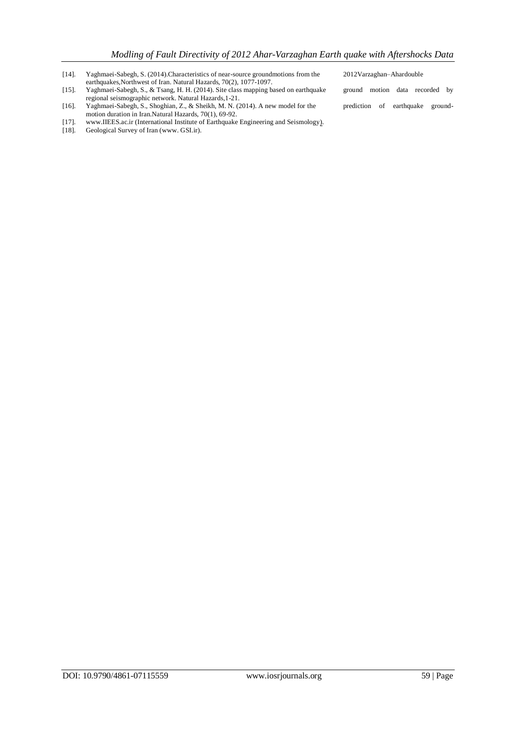[14]. Yaghmaei-Sabegh, S. (2014).Characteristics of near-source groundmotions from the 2012Varzaghan–Ahardouble earthquakes,Northwest of Iran. Natural Hazards, 70(2), 1077-1097.

[15]. Yaghmaei-Sabegh, S., & Tsang, H. H. (2014). Site class mapping based on earthquake ground motion data recorded by regional seismographic network. Natural Hazards,1-21.

[16]. Yaghmaei-Sabegh, S., Shoghian, Z., & Sheikh, M. N. (2014). A new model for the prediction of earthquake ground-motion duration in Iran.Natural Hazards, 70(1), 69-92.

[17]. www.IIEES.ac.ir (International Institute of Earthquake Engineering and Seismology).

[18]. Geological Survey of Iran (www. GSI.ir).